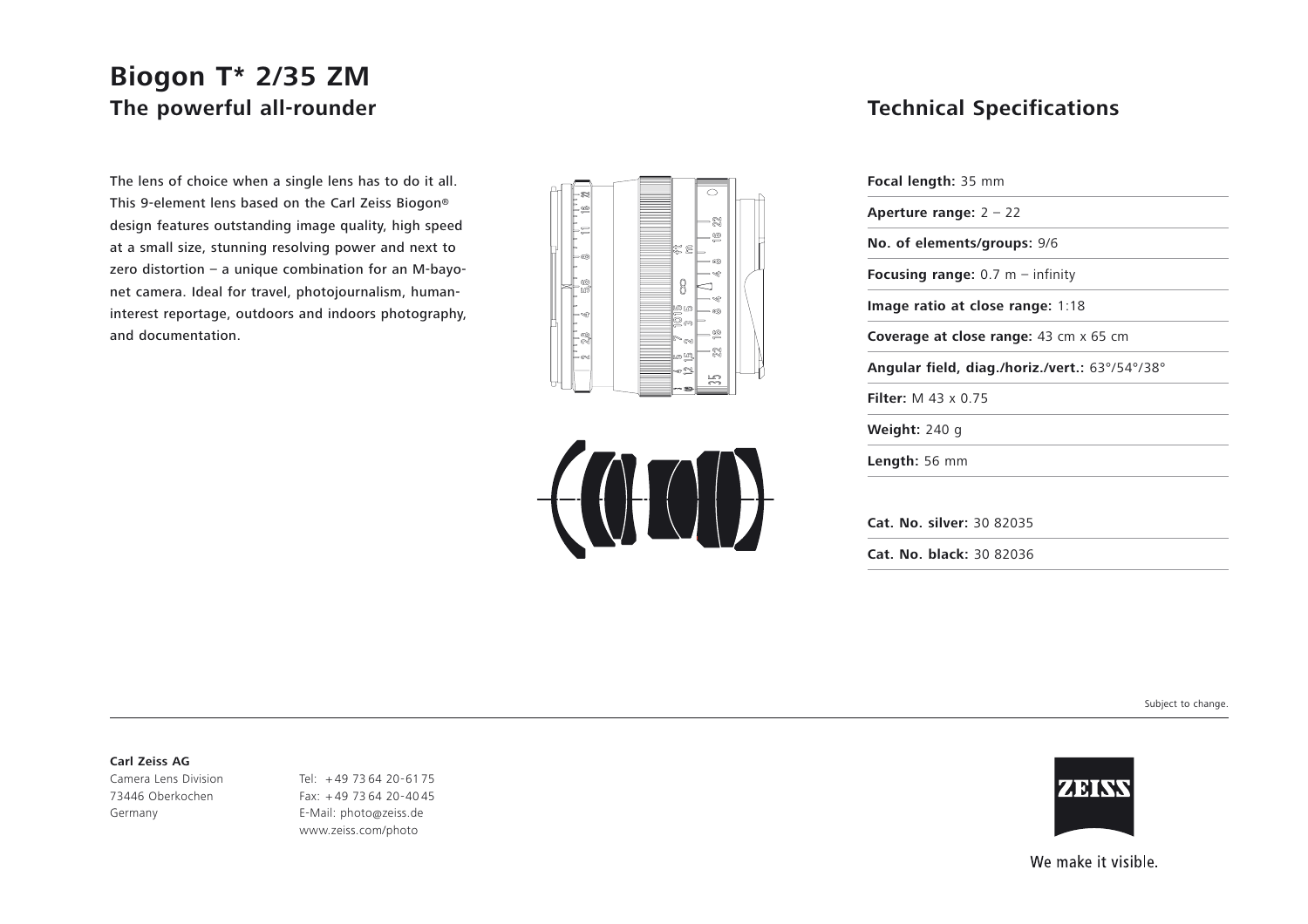# Biogon T* 2/35 ZM

## The powerful all-rounder

The lens of choice when a single lens has to do it all. This 9-element lens based on the Carl Zeiss Biogon® design features outstanding image quality, high speed at a small size, stunning resolving power and next to zero distortion – a unique combination for an M-bayonet camera. Ideal for travel, photojournalism, human-interest reportage, outdoors and indoors photography, and documentation.

## Technical Specifications

**Focal length:** 35 mm

**Aperture range:** 2 – 22

**No. of elements/groups:** 9/6

**Focusing range:** 0.7 m – infinity

**Image ratio at close range:** 1:18

**Coverage at close range:** 43 cm x 65 cm

**Angular field, diag./horiz./vert.:** 63°/54°/38°

**Filter:** M 43 x 0.75

**Weight:** 240 g

**Length:** 56 mm

**Cat. No. silver:** 30 82035

**Cat. No. black:** 30 82036

Subject to change.

**Carl Zeiss AG**
Camera Lens Division
73446 Oberkochen
Germany

Tel: +49 73 64 20-61 75
Fax: +49 73 64 20-40 45
E-Mail: photo@zeiss.de
www.zeiss.com/photo

ZEISS

We make it visible.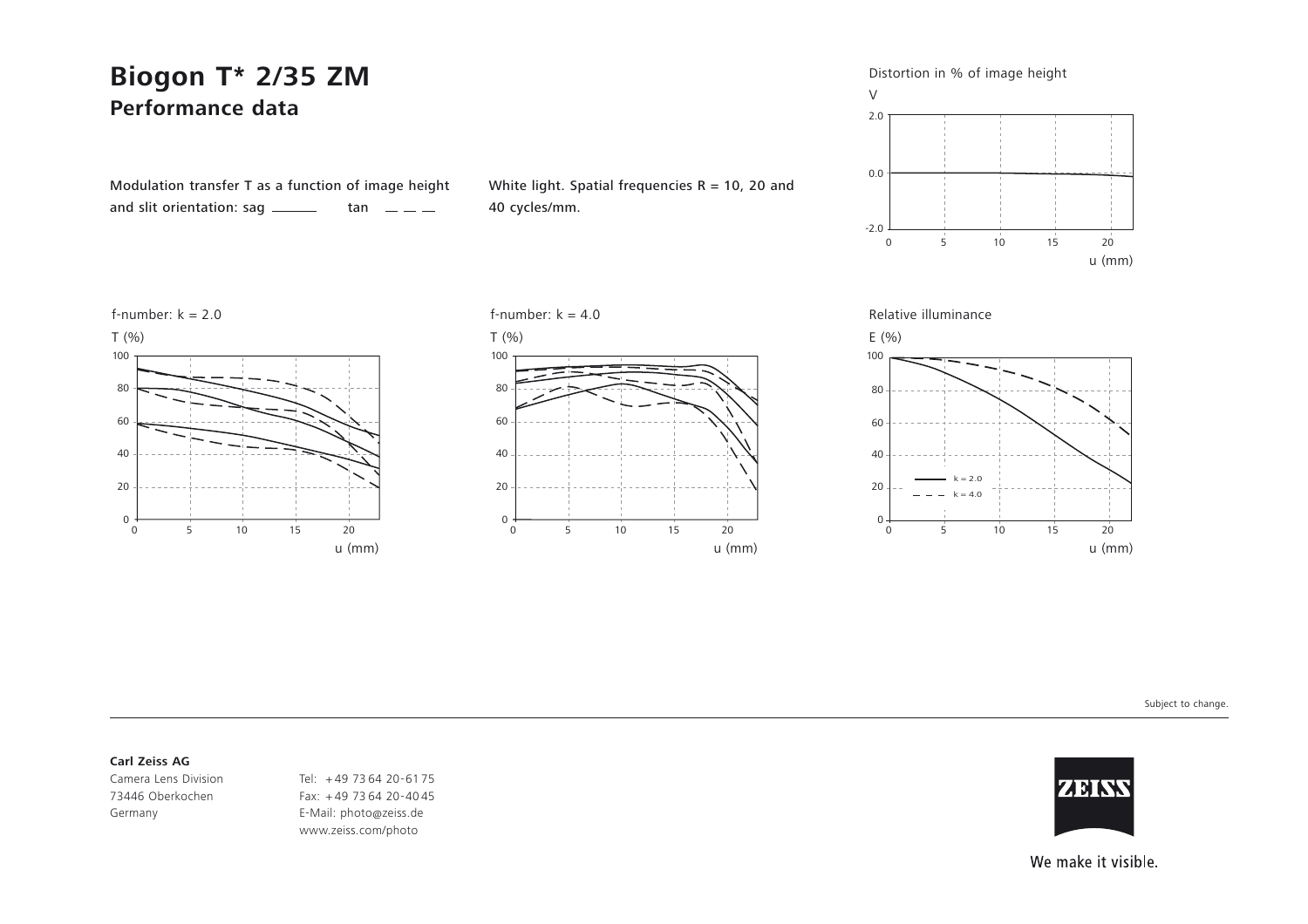# Biogon T* 2/35 ZM

## Performance data

Modulation transfer T as a function of image height and slit orientation: sag ——— tan — — —

White light. Spatial frequencies R = 10, 20 and 40 cycles/mm.

Distortion in % of image height

V

2.0

0.0

-2.0

0 5 10 15 20

u (mm)

f-number: k = 2.0

T (%)

100

80

60

40

20

0

0 5 10 15 20

u (mm)

f-number: k = 4.0

T (%)

100

80

60

40

20

0

0 5 10 15 20

u (mm)

Relative illuminance

E (%)

100

80

60

40

20

0

0 5 10 15 20

u (mm)

k = 2.0

k = 4.0

Subject to change.

**Carl Zeiss AG**
Camera Lens Division
73446 Oberkochen
Germany

Tel: +49 73 64 20-61 75
Fax: +49 73 64 20-40 45
E-Mail: photo@zeiss.de
www.zeiss.com/photo

ZEISS

We make it visible.